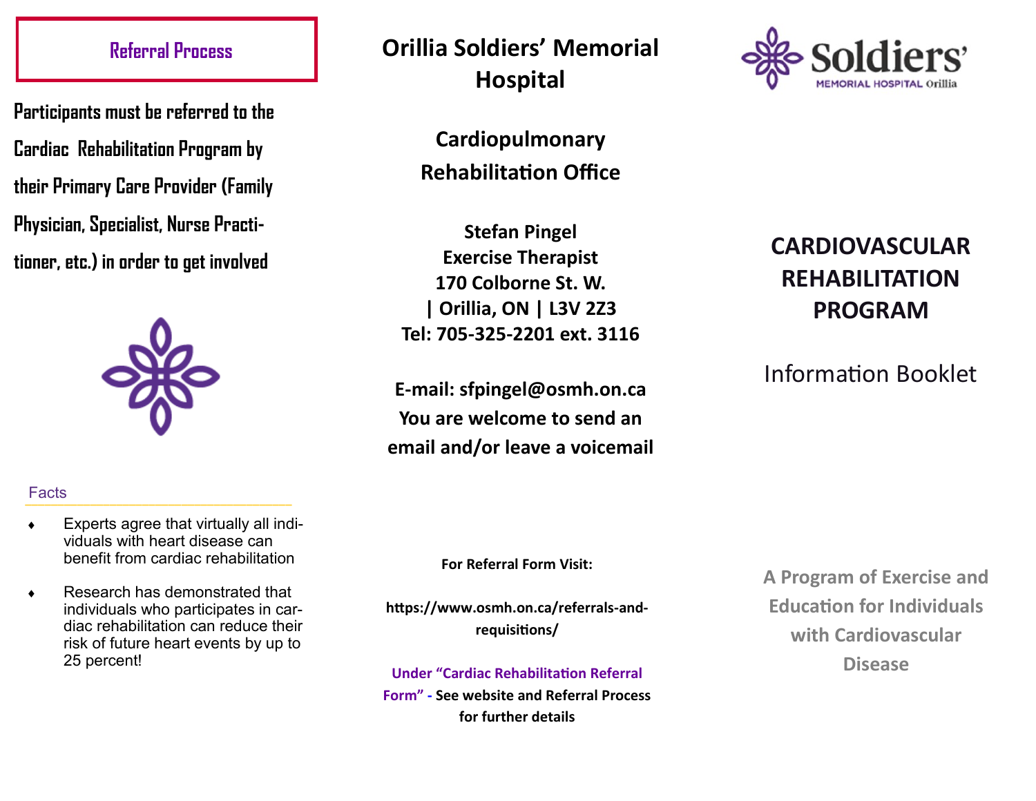## Referral Process

**Participants must be referred to the Cardiac Rehabilitation Program by their Primary Care Provider (Family Physician, Specialist, Nurse Practitioner, etc.) in order to get involved**

### Facts

- Experts agree that virtually all individuals with heart disease can benefit from cardiac rehabilitation
- Research has demonstrated that individuals who participates in cardiac rehabilitation can reduce their risk of future heart events by up to 25 percent!

## Orillia Soldiers' Memorial Hospital

### Cardiopulmonary Rehabilitation Office

**Stefan Pingel**
**Exercise Therapist**
**170 Colborne St. W.**
**| Orillia, ON | L3V 2Z3**
**Tel: 705-325-2201 ext. 3116**

**E-mail: sfpingel@osmh.on.ca**
**You are welcome to send an email and/or leave a voicemail**

**For Referral Form Visit:**

**https://www.osmh.on.ca/referrals-and-requisitions/**

**Under "Cardiac Rehabilitation Referral Form" - See website and Referral Process for further details**

Soldiers' MEMORIAL HOSPITAL Orillia

# CARDIOVASCULAR REHABILITATION PROGRAM

Information Booklet

**A Program of Exercise and Education for Individuals with Cardiovascular Disease**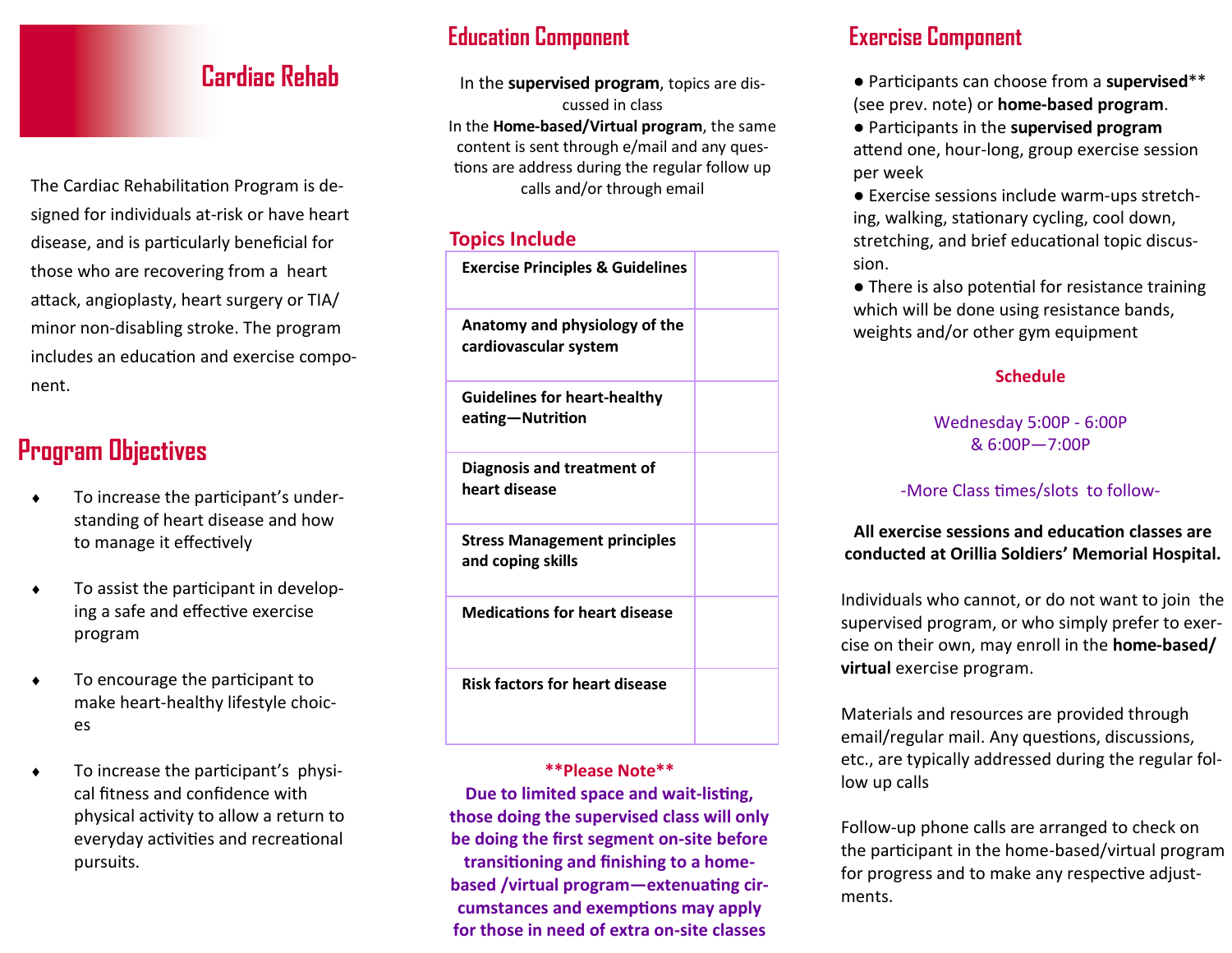# Cardiac Rehab

The Cardiac Rehabilitation Program is designed for individuals at-risk or have heart disease, and is particularly beneficial for those who are recovering from a heart attack, angioplasty, heart surgery or TIA/ minor non-disabling stroke. The program includes an education and exercise component.

## Program Objectives

- To increase the participant's understanding of heart disease and how to manage it effectively
- To assist the participant in developing a safe and effective exercise program
- To encourage the participant to make heart-healthy lifestyle choices
- To increase the participant's physical fitness and confidence with physical activity to allow a return to everyday activities and recreational pursuits.

## Education Component

In the **supervised program**, topics are discussed in class
In the **Home-based/Virtual program**, the same content is sent through e/mail and any questions are address during the regular follow up calls and/or through email

### Topics Include

| | |
|---|---|
| **Exercise Principles & Guidelines** | |
| **Anatomy and physiology of the cardiovascular system** | |
| **Guidelines for heart-healthy eating—Nutrition** | |
| **Diagnosis and treatment of heart disease** | |
| **Stress Management principles and coping skills** | |
| **Medications for heart disease** | |
| **Risk factors for heart disease** | |

**\*\*Please Note\*\***
**Due to limited space and wait-listing, those doing the supervised class will only be doing the first segment on-site before transitioning and finishing to a home-based /virtual program—extenuating circumstances and exemptions may apply for those in need of extra on-site classes**

## Exercise Component

- Participants can choose from a **supervised**** (see prev. note) or **home-based program**.
- Participants in the **supervised program** attend one, hour-long, group exercise session per week
- Exercise sessions include warm-ups stretching, walking, stationary cycling, cool down, stretching, and brief educational topic discussion.
- There is also potential for resistance training which will be done using resistance bands, weights and/or other gym equipment

**Schedule**

Wednesday 5:00P - 6:00P
& 6:00P—7:00P

-More Class times/slots to follow-

**All exercise sessions and education classes are conducted at Orillia Soldiers' Memorial Hospital.**

Individuals who cannot, or do not want to join the supervised program, or who simply prefer to exercise on their own, may enroll in the **home-based/ virtual** exercise program.

Materials and resources are provided through email/regular mail. Any questions, discussions, etc., are typically addressed during the regular follow up calls

Follow-up phone calls are arranged to check on the participant in the home-based/virtual program for progress and to make any respective adjustments.